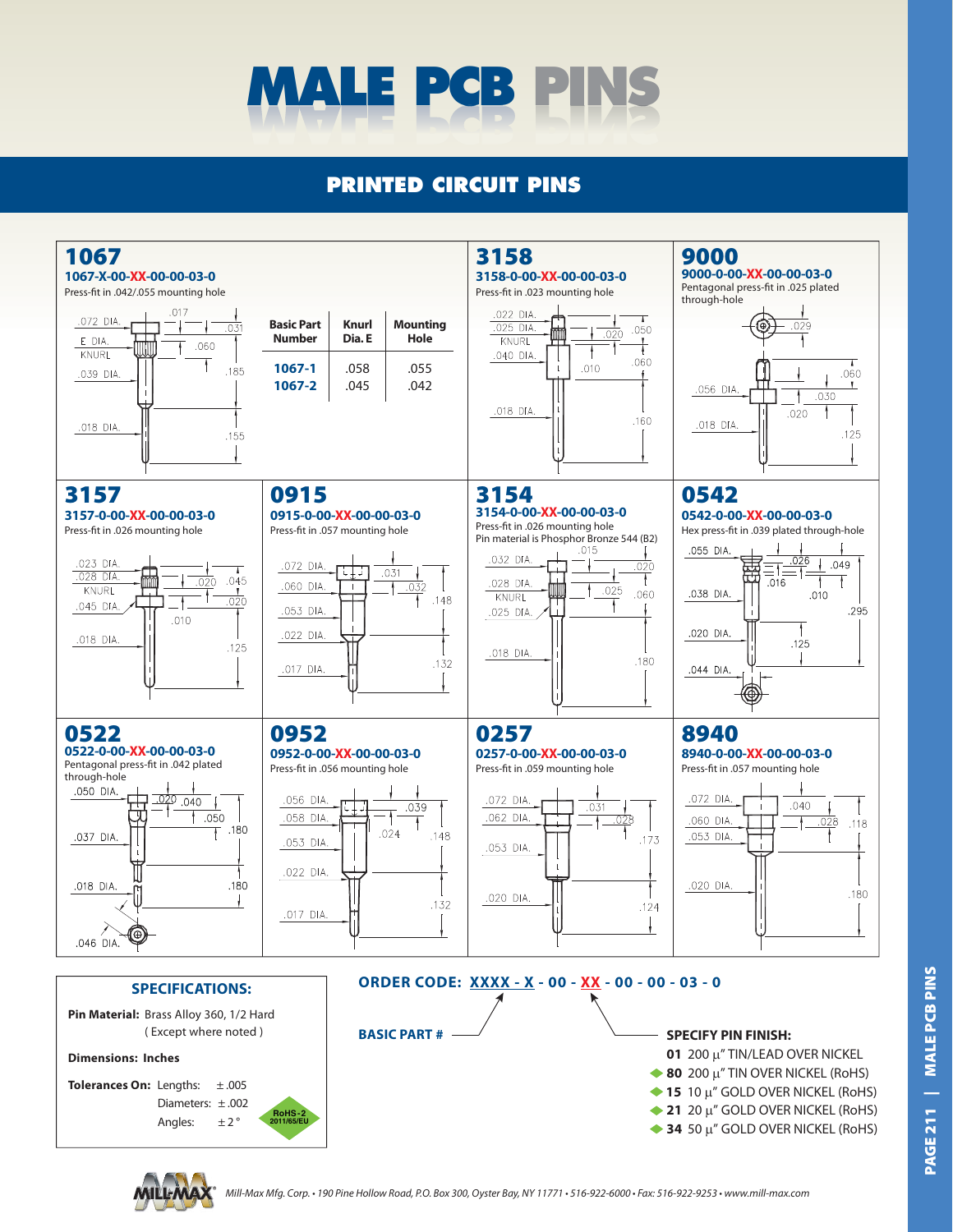# MALE PCB PINS

## PRINTED CIRCUIT PINS

### 1067

**1067-X-00-XX-00-00-03-0**

Press-fit in .042/.055 mounting hole

.072 DIA. .017 .031 E DIA. KNURL .060 .039 DIA. .185 .018 DIA. .155

| Basic Part Number | Knurl Dia. E | Mounting Hole |
|---|---|---|
| 1067-1 | .058 | .055 |
| 1067-2 | .045 | .042 |

### 3158

**3158-0-00-XX-00-00-03-0**

Press-fit in .023 mounting hole

.022 DIA. .025 DIA. KNURL .040 DIA. .020 .050 .010 .060 .018 DIA. .160

### 9000

**9000-0-00-XX-00-00-03-0**

Pentagonal press-fit in .025 plated through-hole

.029 .056 DIA. .060 .030 .020 .018 DIA. .125

### 3157

**3157-0-00-XX-00-00-03-0**

Press-fit in .026 mounting hole

.023 DIA. .028 DIA. KNURL .045 DIA. .020 .045 .020 .010 .018 DIA. .125

### 0915

**0915-0-00-XX-00-00-03-0**

Press-fit in .057 mounting hole

.072 DIA. .060 DIA. .053 DIA. .022 DIA. .017 DIA. .031 .032 .148 .132

### 3154

**3154-0-00-XX-00-00-03-0**

Press-fit in .026 mounting hole

Pin material is Phosphor Bronze 544 (B2)

.015 .032 DIA. .020 .028 DIA. KNURL .025 DIA. .025 .060 .018 DIA. .180

### 0542

**0542-0-00-XX-00-00-03-0**

Hex press-fit in .039 plated through-hole

.055 DIA. .026 .049 .016 .038 DIA. .010 .295 .020 DIA. .125 .044 DIA.

### 0522

**0522-0-00-XX-00-00-03-0**

Pentagonal press-fit in .042 plated through-hole

.050 DIA. .020 .040 .050 .037 DIA. .180 .018 DIA. .180 .046 DIA.

### 0952

**0952-0-00-XX-00-00-03-0**

Press-fit in .056 mounting hole

.056 DIA. .058 DIA. .053 DIA. .022 DIA. .017 DIA. .039 .024 .148 .132

### 0257

**0257-0-00-XX-00-00-03-0**

Press-fit in .059 mounting hole

.072 DIA. .062 DIA. .053 DIA. .020 DIA. .031 .028 .173 .124

### 8940

**8940-0-00-XX-00-00-03-0**

Press-fit in .057 mounting hole

.072 DIA. .060 DIA. .053 DIA. .020 DIA. .040 .028 .118 .180

### SPECIFICATIONS:

**Pin Material:** Brass Alloy 360, 1/2 Hard (Except where noted)

**Dimensions: Inches**

**Tolerances On:** Lengths: ±.005
Diameters: ±.002
Angles: ±2°

RoHS-2 2011/65/EU

**ORDER CODE: XXXX - X - 00 - XX - 00 - 00 - 03 - 0**

**BASIC PART #**

**SPECIFY PIN FINISH:**

- **01** 200 µ" TIN/LEAD OVER NICKEL
- **80** 200 µ" TIN OVER NICKEL (RoHS)
- **15** 10 µ" GOLD OVER NICKEL (RoHS)
- **21** 20 µ" GOLD OVER NICKEL (RoHS)
- **34** 50 µ" GOLD OVER NICKEL (RoHS)

*Mill-Max Mfg. Corp. • 190 Pine Hollow Road, P.O. Box 300, Oyster Bay, NY 11771 • 516-922-6000 • Fax: 516-922-9253 • www.mill-max.com*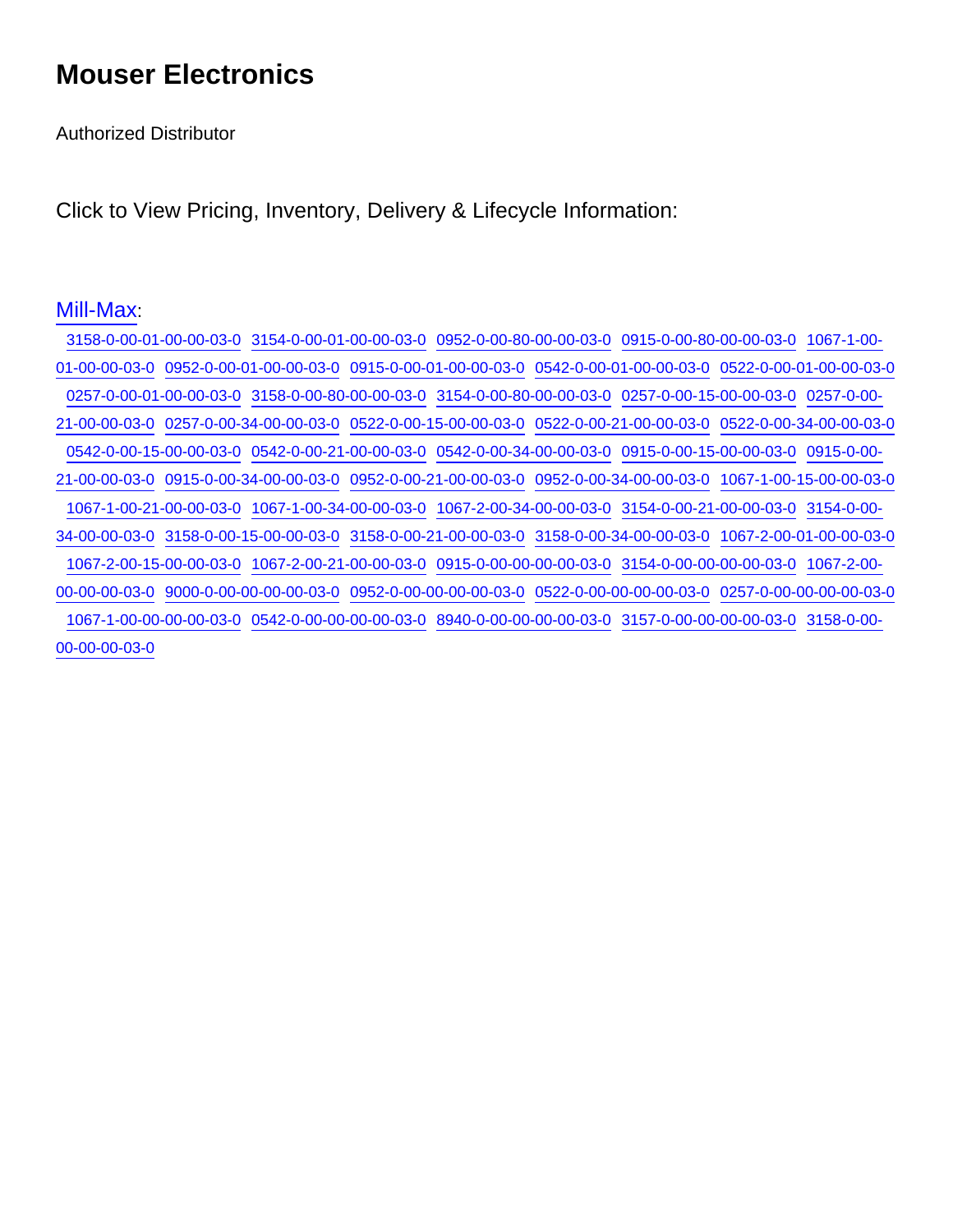# Mouser Electronics

Authorized Distributor

Click to View Pricing, Inventory, Delivery & Lifecycle Information:

Mill-Max:

3158-0-00-01-00-00-03-0 3154-0-00-01-00-00-03-0 0952-0-00-80-00-00-03-0 0915-0-00-80-00-00-03-0 1067-1-00-01-00-00-03-0 0952-0-00-01-00-00-03-0 0915-0-00-01-00-00-03-0 0542-0-00-01-00-00-03-0 0522-0-00-01-00-00-03-0 0257-0-00-01-00-00-03-0 3158-0-00-80-00-00-03-0 3154-0-00-80-00-00-03-0 0257-0-00-15-00-00-03-0 0257-0-00-21-00-00-03-0 0257-0-00-34-00-00-03-0 0522-0-00-15-00-00-03-0 0522-0-00-21-00-00-03-0 0522-0-00-34-00-00-03-0 0542-0-00-15-00-00-03-0 0542-0-00-21-00-00-03-0 0542-0-00-34-00-00-03-0 0915-0-00-15-00-00-03-0 0915-0-00-21-00-00-03-0 0915-0-00-34-00-00-03-0 0952-0-00-21-00-00-03-0 0952-0-00-34-00-00-03-0 1067-1-00-15-00-00-03-0 1067-1-00-21-00-00-03-0 1067-1-00-34-00-00-03-0 1067-2-00-34-00-00-03-0 3154-0-00-21-00-00-03-0 3154-0-00-34-00-00-03-0 3158-0-00-15-00-00-03-0 3158-0-00-21-00-00-03-0 3158-0-00-34-00-00-03-0 1067-2-00-01-00-00-03-0 1067-2-00-15-00-00-03-0 1067-2-00-21-00-00-03-0 0915-0-00-00-00-00-03-0 3154-0-00-00-00-00-03-0 1067-2-00-00-00-00-03-0 9000-0-00-00-00-00-03-0 0952-0-00-00-00-00-03-0 0522-0-00-00-00-00-03-0 0257-0-00-00-00-00-03-0 1067-1-00-00-00-00-03-0 0542-0-00-00-00-00-03-0 8940-0-00-00-00-00-03-0 3157-0-00-00-00-00-03-0 3158-0-00-00-00-00-03-0